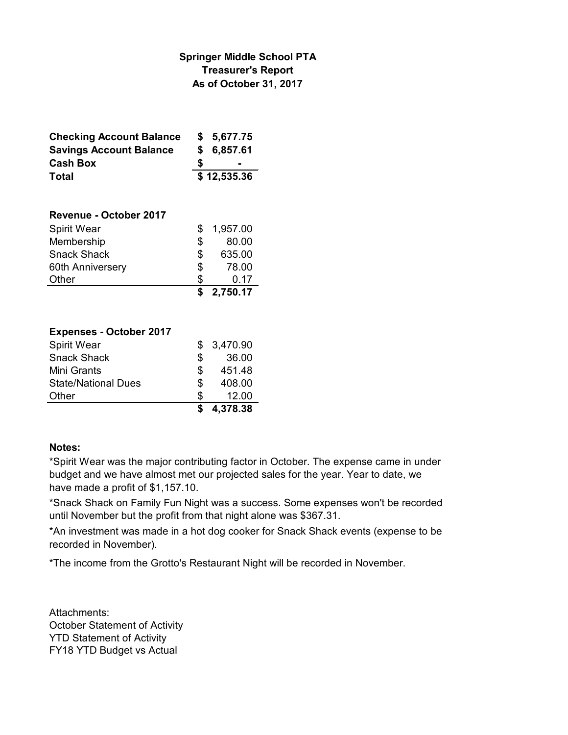# Springer Middle School PTA
## Treasurer's Report
### As of October 31, 2017

| | |
|---|---|
| **Checking Account Balance** | **$ 5,677.75** |
| **Savings Account Balance** | **$ 6,857.61** |
| **Cash Box** | **$ -** |
| **Total** | **$ 12,535.36** |

| **Revenue - October 2017** | |
|---|---|
| Spirit Wear | $ 1,957.00 |
| Membership | $ 80.00 |
| Snack Shack | $ 635.00 |
| 60th Anniversery | $ 78.00 |
| Other | $ 0.17 |
| | **$ 2,750.17** |

| **Expenses - October 2017** | |
|---|---|
| Spirit Wear | $ 3,470.90 |
| Snack Shack | $ 36.00 |
| Mini Grants | $ 451.48 |
| State/National Dues | $ 408.00 |
| Other | $ 12.00 |
| | **$ 4,378.38** |

**Notes:**

*Spirit Wear was the major contributing factor in October. The expense came in under budget and we have almost met our projected sales for the year. Year to date, we have made a profit of $1,157.10.

*Snack Shack on Family Fun Night was a success. Some expenses won't be recorded until November but the profit from that night alone was $367.31.

*An investment was made in a hot dog cooker for Snack Shack events (expense to be recorded in November).

*The income from the Grotto's Restaurant Night will be recorded in November.

Attachments:
October Statement of Activity
YTD Statement of Activity
FY18 YTD Budget vs Actual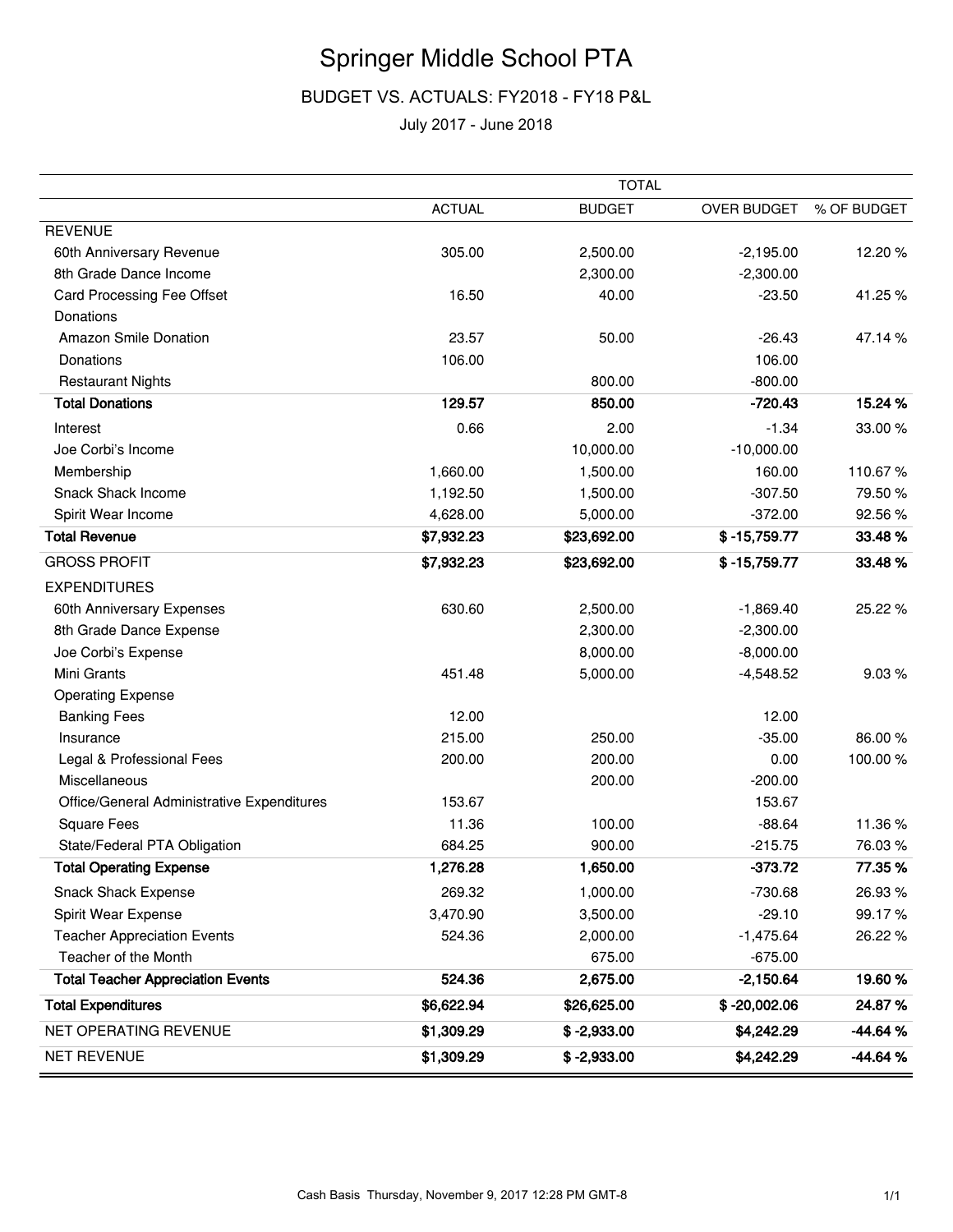# Springer Middle School PTA

## BUDGET VS. ACTUALS: FY2018 - FY18 P&L

July 2017 - June 2018

| | TOTAL | | | |
|---|---|---|---|---|
| | ACTUAL | BUDGET | OVER BUDGET | % OF BUDGET |
| REVENUE | | | | |
| 60th Anniversary Revenue | 305.00 | 2,500.00 | -2,195.00 | 12.20 % |
| 8th Grade Dance Income | | 2,300.00 | -2,300.00 | |
| Card Processing Fee Offset | 16.50 | 40.00 | -23.50 | 41.25 % |
| Donations | | | | |
| Amazon Smile Donation | 23.57 | 50.00 | -26.43 | 47.14 % |
| Donations | 106.00 | | 106.00 | |
| Restaurant Nights | | 800.00 | -800.00 | |
| **Total Donations** | **129.57** | **850.00** | **-720.43** | **15.24 %** |
| Interest | 0.66 | 2.00 | -1.34 | 33.00 % |
| Joe Corbi's Income | | 10,000.00 | -10,000.00 | |
| Membership | 1,660.00 | 1,500.00 | 160.00 | 110.67 % |
| Snack Shack Income | 1,192.50 | 1,500.00 | -307.50 | 79.50 % |
| Spirit Wear Income | 4,628.00 | 5,000.00 | -372.00 | 92.56 % |
| **Total Revenue** | **$7,932.23** | **$23,692.00** | **$ -15,759.77** | **33.48 %** |
| GROSS PROFIT | **$7,932.23** | **$23,692.00** | **$ -15,759.77** | **33.48 %** |
| EXPENDITURES | | | | |
| 60th Anniversary Expenses | 630.60 | 2,500.00 | -1,869.40 | 25.22 % |
| 8th Grade Dance Expense | | 2,300.00 | -2,300.00 | |
| Joe Corbi's Expense | | 8,000.00 | -8,000.00 | |
| Mini Grants | 451.48 | 5,000.00 | -4,548.52 | 9.03 % |
| Operating Expense | | | | |
| Banking Fees | 12.00 | | 12.00 | |
| Insurance | 215.00 | 250.00 | -35.00 | 86.00 % |
| Legal & Professional Fees | 200.00 | 200.00 | 0.00 | 100.00 % |
| Miscellaneous | | 200.00 | -200.00 | |
| Office/General Administrative Expenditures | 153.67 | | 153.67 | |
| Square Fees | 11.36 | 100.00 | -88.64 | 11.36 % |
| State/Federal PTA Obligation | 684.25 | 900.00 | -215.75 | 76.03 % |
| **Total Operating Expense** | **1,276.28** | **1,650.00** | **-373.72** | **77.35 %** |
| Snack Shack Expense | 269.32 | 1,000.00 | -730.68 | 26.93 % |
| Spirit Wear Expense | 3,470.90 | 3,500.00 | -29.10 | 99.17 % |
| Teacher Appreciation Events | 524.36 | 2,000.00 | -1,475.64 | 26.22 % |
| Teacher of the Month | | 675.00 | -675.00 | |
| **Total Teacher Appreciation Events** | **524.36** | **2,675.00** | **-2,150.64** | **19.60 %** |
| **Total Expenditures** | **$6,622.94** | **$26,625.00** | **$ -20,002.06** | **24.87 %** |
| NET OPERATING REVENUE | **$1,309.29** | **$ -2,933.00** | **$4,242.29** | **-44.64 %** |
| NET REVENUE | **$1,309.29** | **$ -2,933.00** | **$4,242.29** | **-44.64 %** |

Cash Basis Thursday, November 9, 2017 12:28 PM GMT-8